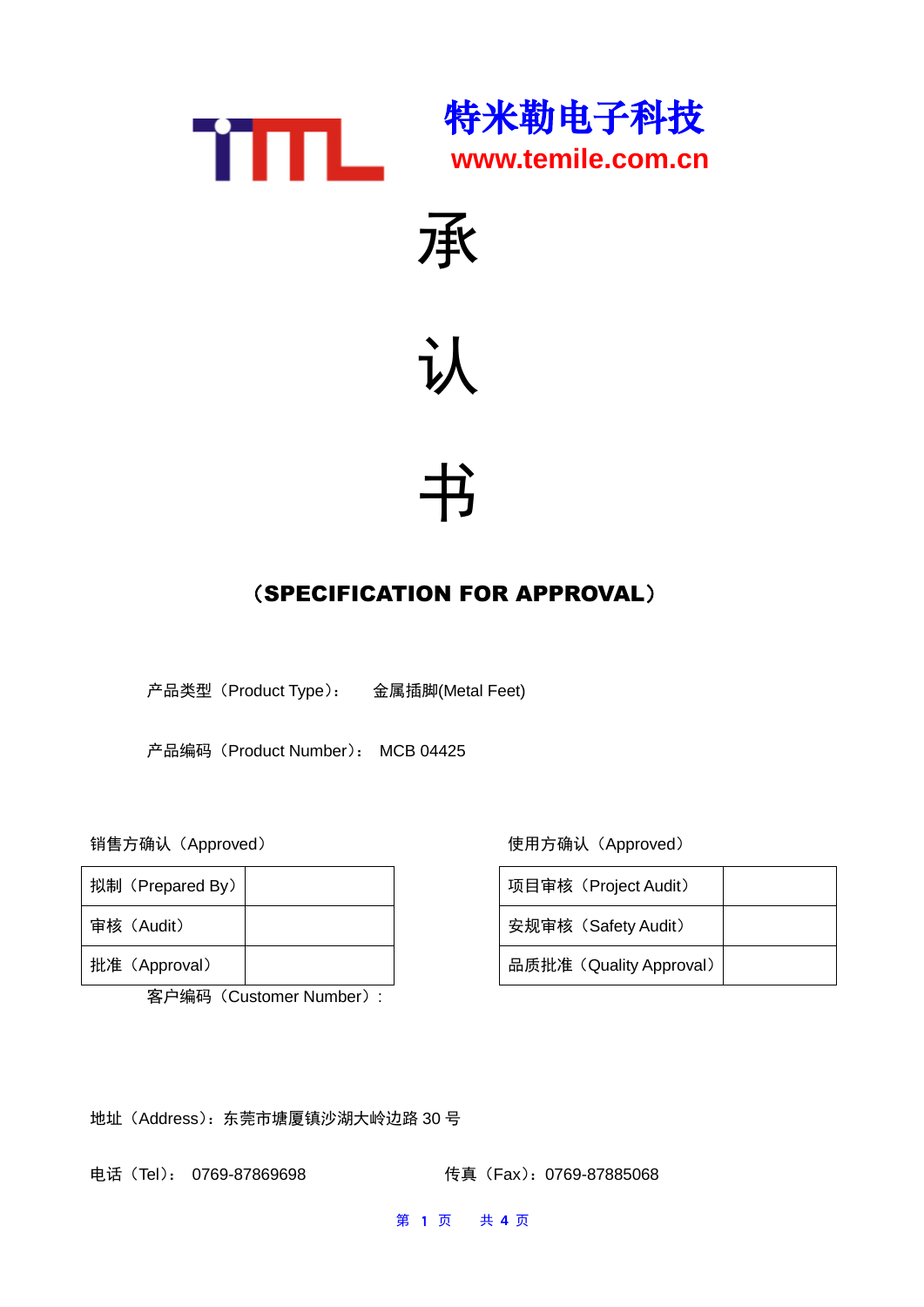特米勒电子科技

www.temile.com.cn

# 承

# 认

# 书

## （SPECIFICATION FOR APPROVAL）

产品类型（Product Type）：　金属插脚(Metal Feet)

产品编码（Product Number）：　MCB 04425

销售方确认（Approved）

| | |
|---|---|
| 拟制（Prepared By） | |
| 审核（Audit） | |
| 批准（Approval） | |

客户编码（Customer Number）:

使用方确认（Approved）

| | |
|---|---|
| 项目审核（Project Audit） | |
| 安规审核（Safety Audit） | |
| 品质批准（Quality Approval） | |

地址（Address）：东莞市塘厦镇沙湖大岭边路 30 号

电话（Tel）：　0769-87869698

传真（Fax）：0769-87885068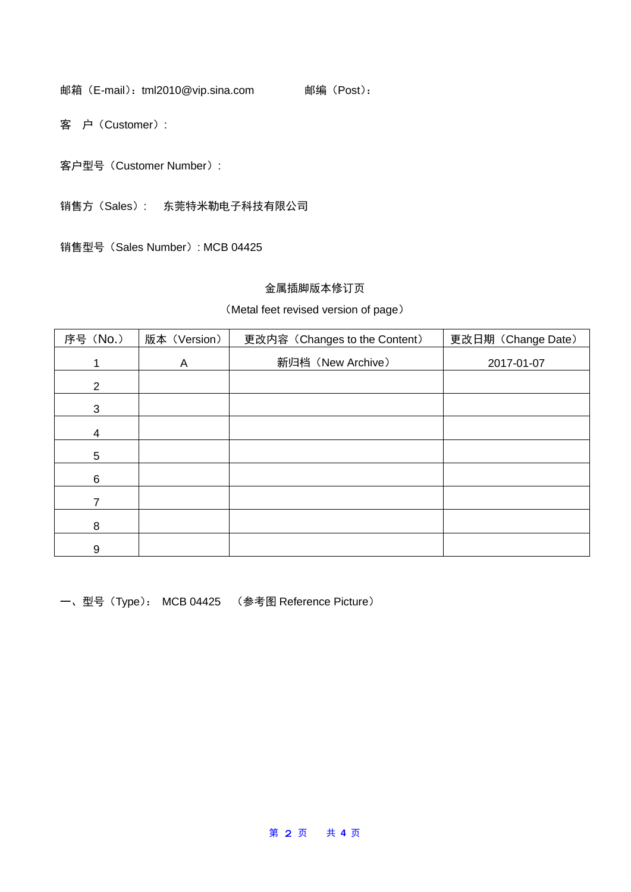邮箱（E-mail)：tml2010@vip.sina.com　　　　邮编（Post)：

客　户（Customer）:

客户型号（Customer Number）:

销售方（Sales）:　东莞特米勒电子科技有限公司

销售型号（Sales Number）: MCB 04425

金属插脚版本修订页

（Metal feet revised version of page）

| 序号（No.） | 版本（Version） | 更改内容（Changes to the Content） | 更改日期（Change Date） |
|---|---|---|---|
| 1 | A | 新归档（New Archive） | 2017-01-07 |
| 2 | | | |
| 3 | | | |
| 4 | | | |
| 5 | | | |
| 6 | | | |
| 7 | | | |
| 8 | | | |
| 9 | | | |

一、型号（Type)：　MCB 04425　（参考图 Reference Picture）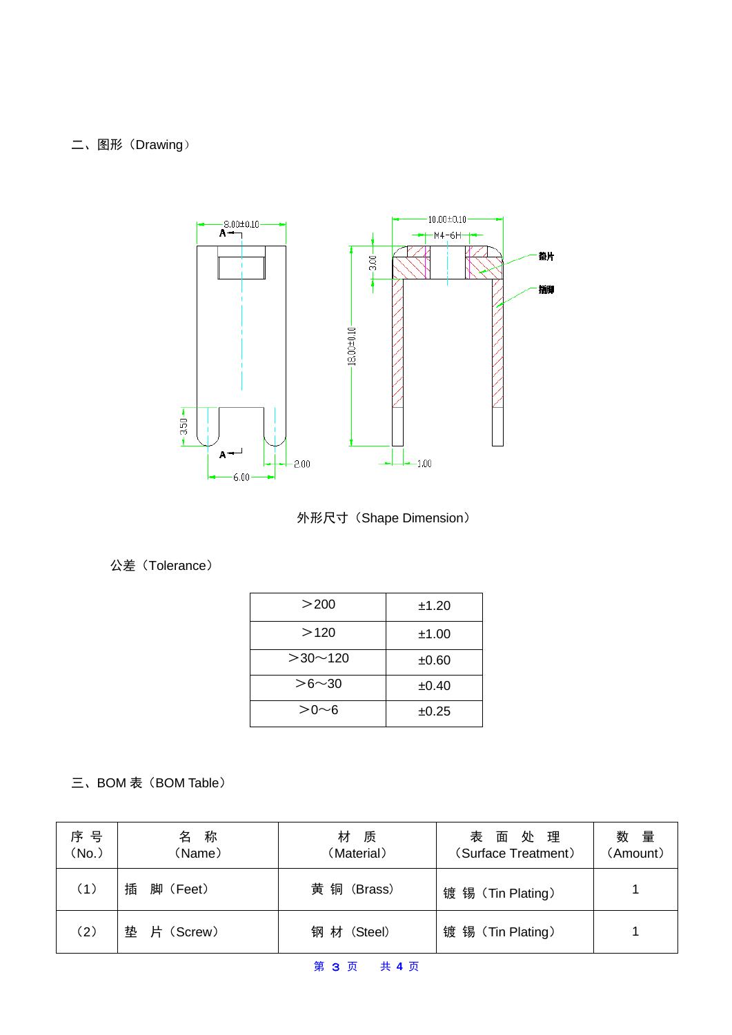二、图形（Drawing）

8.00±0.10

A

10.00±0.10

M4-6H

3.00

垫片

插脚

18.00±0.10

3.50

A

2.00

6.00

1.00

外形尺寸（Shape Dimension）

公差（Tolerance）

| | |
|---|---|
| ＞200 | ±1.20 |
| ＞120 | ±1.00 |
| ＞30～120 | ±0.60 |
| ＞6～30 | ±0.40 |
| ＞0～6 | ±0.25 |

三、BOM 表（BOM Table）

| 序 号（No.） | 名 称（Name） | 材 质（Material） | 表 面 处 理（Surface Treatment） | 数 量（Amount） |
|---|---|---|---|---|
| （1） | 插 脚（Feet） | 黄 铜（Brass） | 镀 锡（Tin Plating） | 1 |
| （2） | 垫 片（Screw） | 钢 材（Steel） | 镀 锡（Tin Plating） | 1 |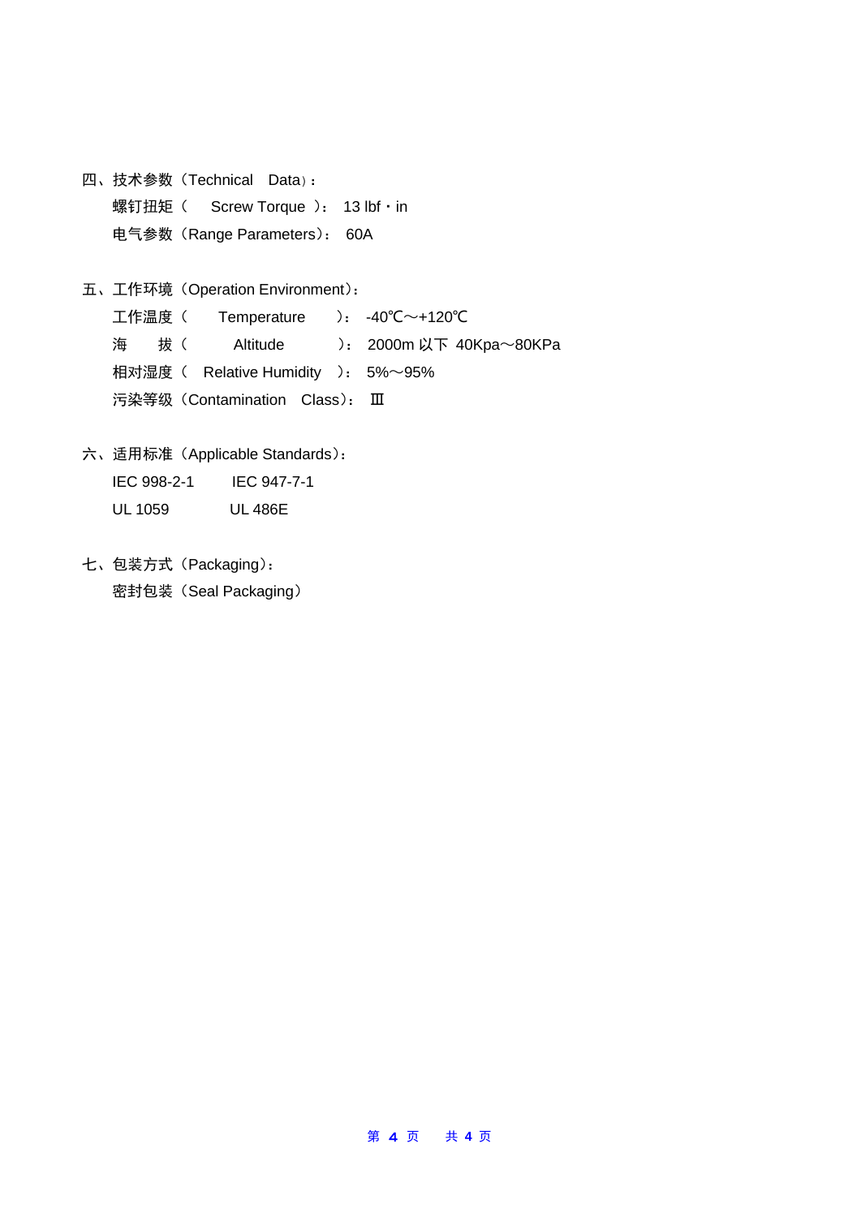四、技术参数（Technical　Data）：

螺钉扭矩（　Screw Torque　）：　13 lbf・in

电气参数（Range Parameters）：　60A

五、工作环境（Operation Environment）：

工作温度（　Temperature　）：　-40℃～+120℃

海　拔（　Altitude　）：　2000m 以下 40Kpa～80KPa

相对湿度（　Relative Humidity　）：　5%～95%

污染等级（Contamination　Class）：　Ⅲ

六、适用标准（Applicable Standards）：

IEC 998-2-1　　IEC 947-7-1

UL 1059　　UL 486E

七、包装方式（Packaging）：

密封包装（Seal Packaging）